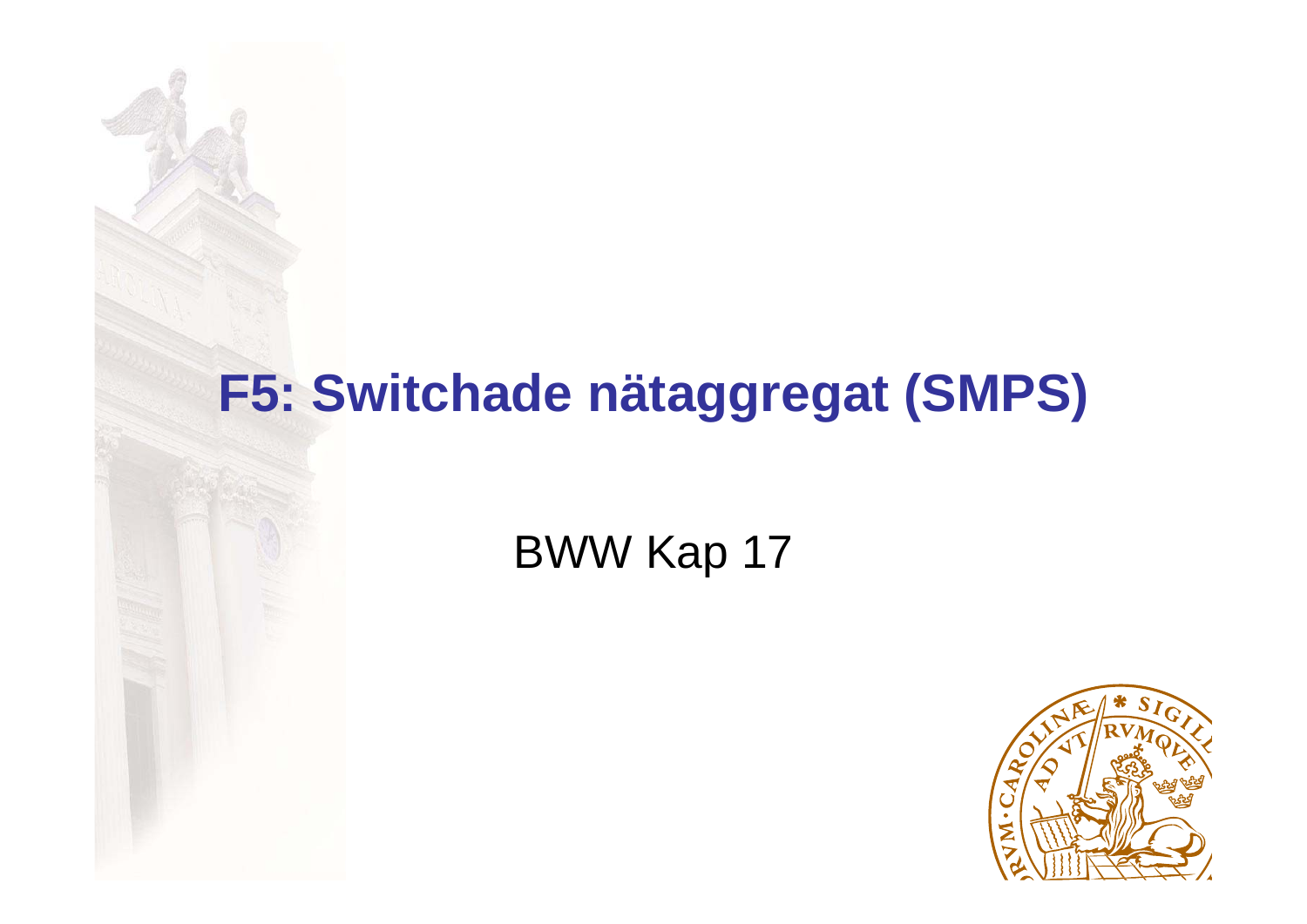# F5: Switchade nätaggregat (SMPS)

BWW Kap 17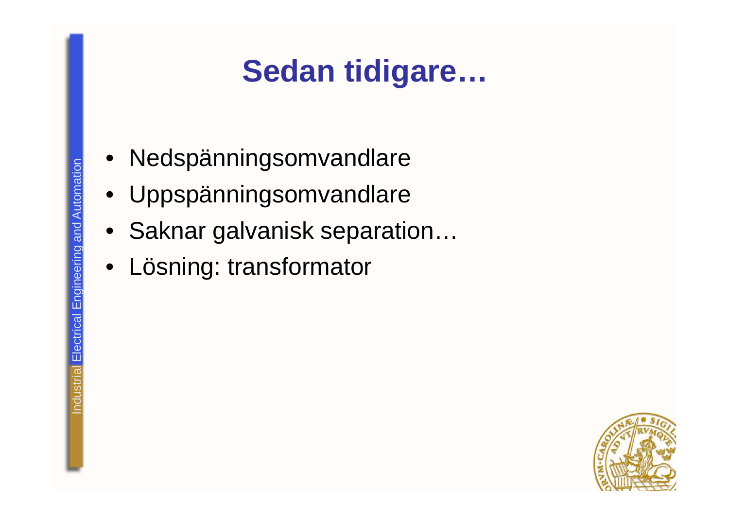# Sedan tidigare…

- Nedspänningsomvandlare
- Uppspänningsomvandlare
- Saknar galvanisk separation…
- Lösning: transformator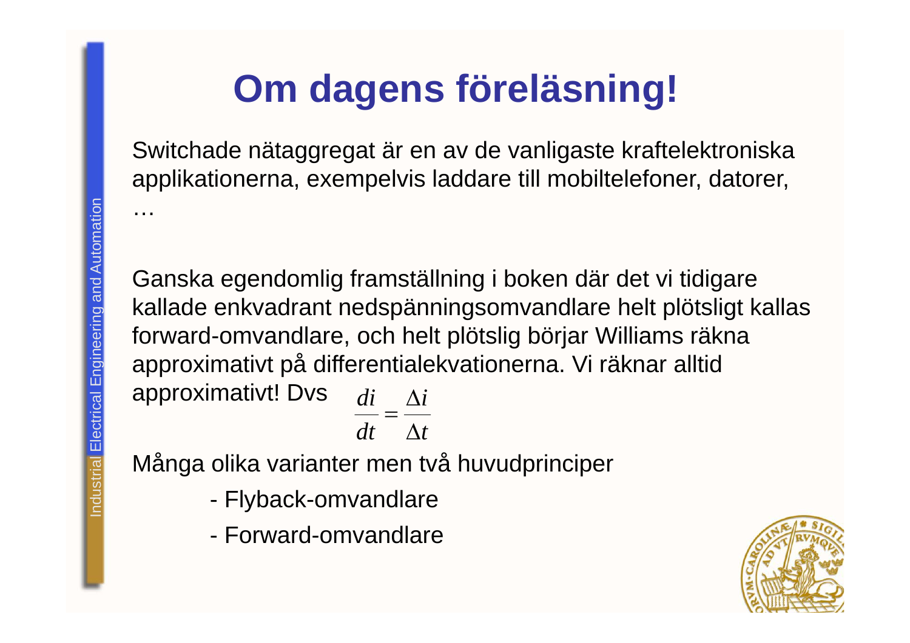# Om dagens föreläsning!

Switchade nätaggregat är en av de vanligaste kraftelektroniska applikationerna, exempelvis laddare till mobiltelefoner, datorer, …

Ganska egendomlig framställning i boken där det vi tidigare kallade enkvadrant nedspänningsomvandlare helt plötsligt kallas forward-omvandlare, och helt plötslig börjar Williams räkna approximativt på differentialekvationerna. Vi räknar alltid approximativt! Dvs $\frac{di}{dt} = \frac{\Delta i}{\Delta t}$

Många olika varianter men två huvudprinciper

- Flyback-omvandlare
- Forward-omvandlare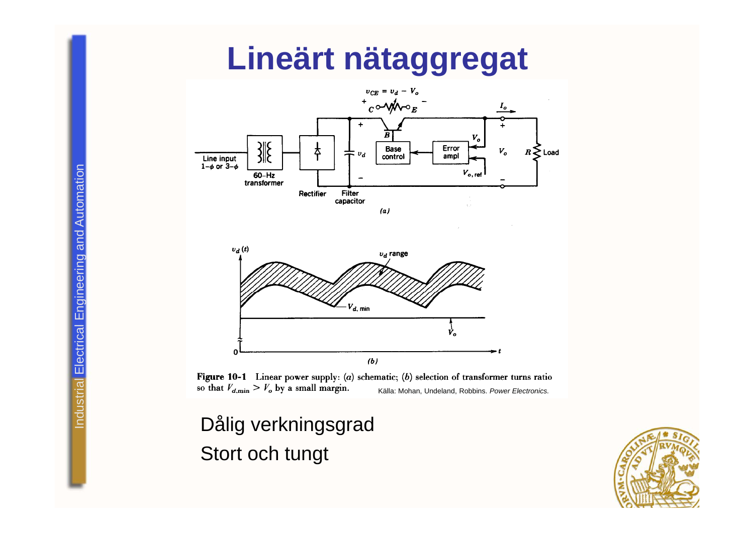# Lineärt nätaggregat

**Figure 10-1** Linear power supply: (*a*) schematic; (*b*) selection of transformer turns ratio so that $V_{d,\min} > V_o$ by a small margin.

Källa: Mohan, Undeland, Robbins. *Power Electronics.*

Dålig verkningsgrad

Stort och tungt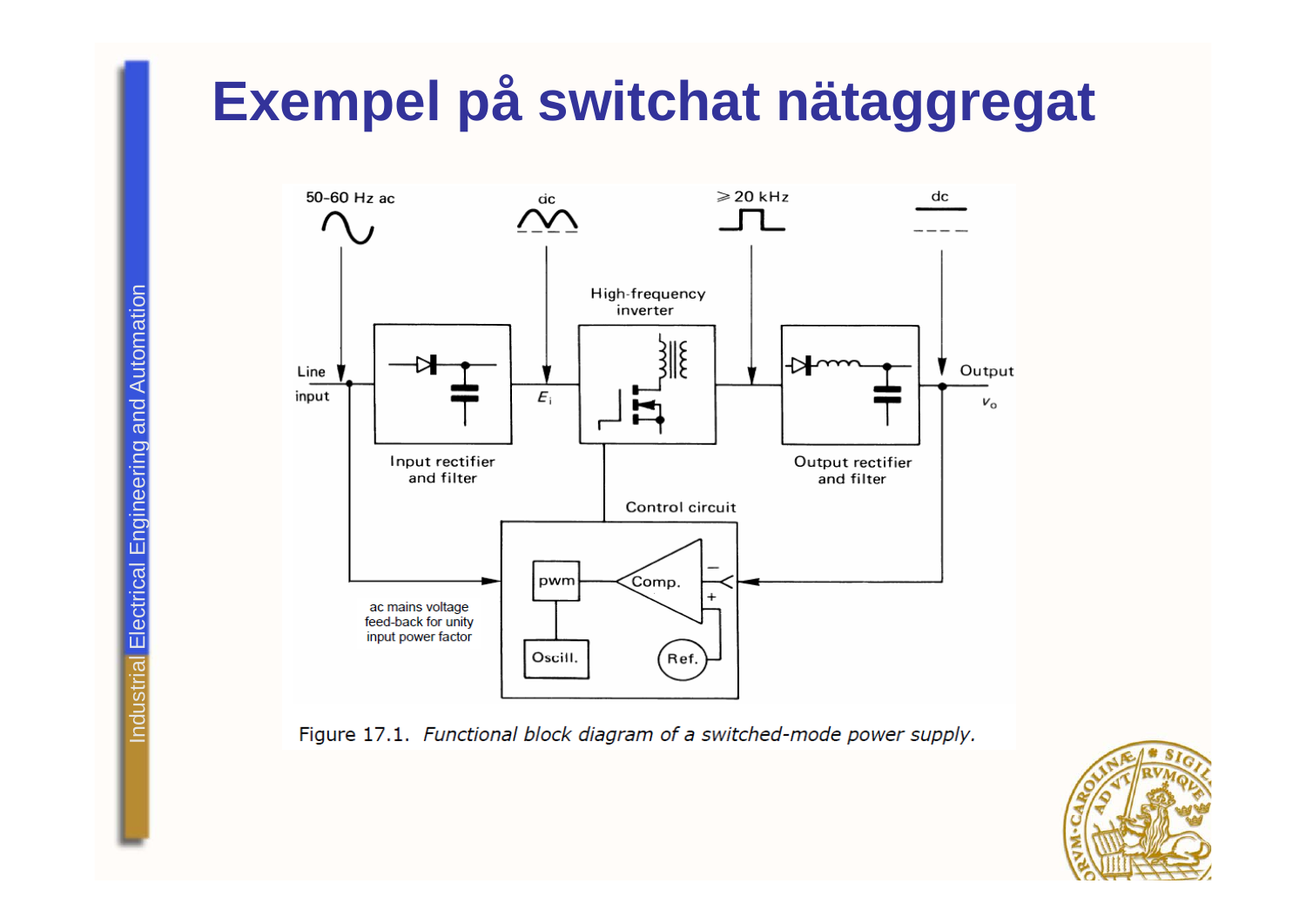# Exempel på switchat nätaggregat

50-60 Hz ac — dc — ≥ 20 kHz — dc

Line input — Input rectifier and filter — $E_i$ — High-frequency inverter — Output rectifier and filter — Output $V_o$

Control circuit: pwm, Comp., Oscill., Ref.

ac mains voltage feed-back for unity input power factor

Figure 17.1. *Functional block diagram of a switched-mode power supply.*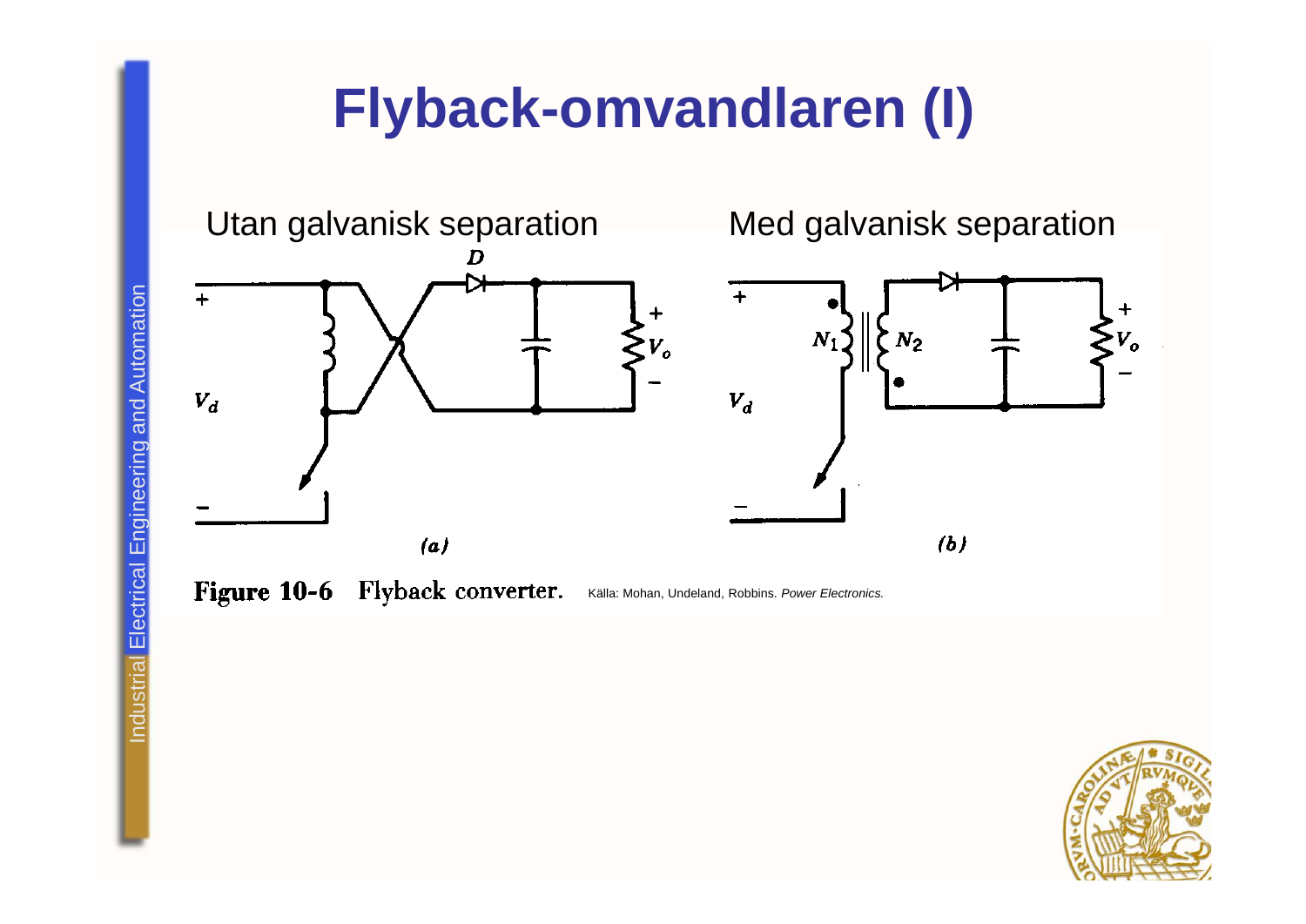# Flyback-omvandlaren (I)

Utan galvanisk separation

Med galvanisk separation

(a)

(b)

**Figure 10-6** Flyback converter. Källa: Mohan, Undeland, Robbins. *Power Electronics.*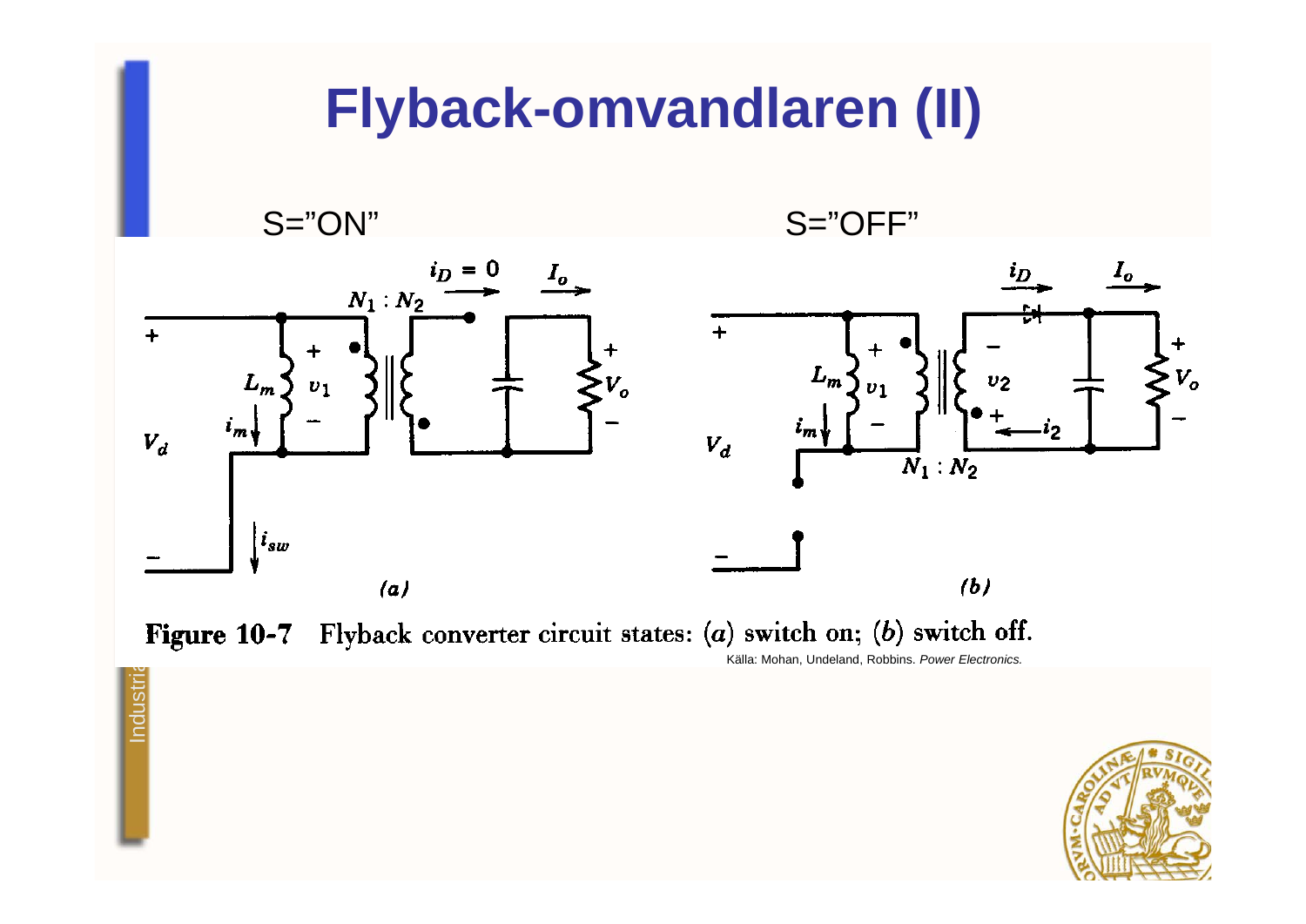# Flyback-omvandlaren (II)

S="ON" S="OFF"

Figure 10-7 Flyback converter circuit states: $(a)$ switch on; $(b)$ switch off.

Källa: Mohan, Undeland, Robbins. *Power Electronics.*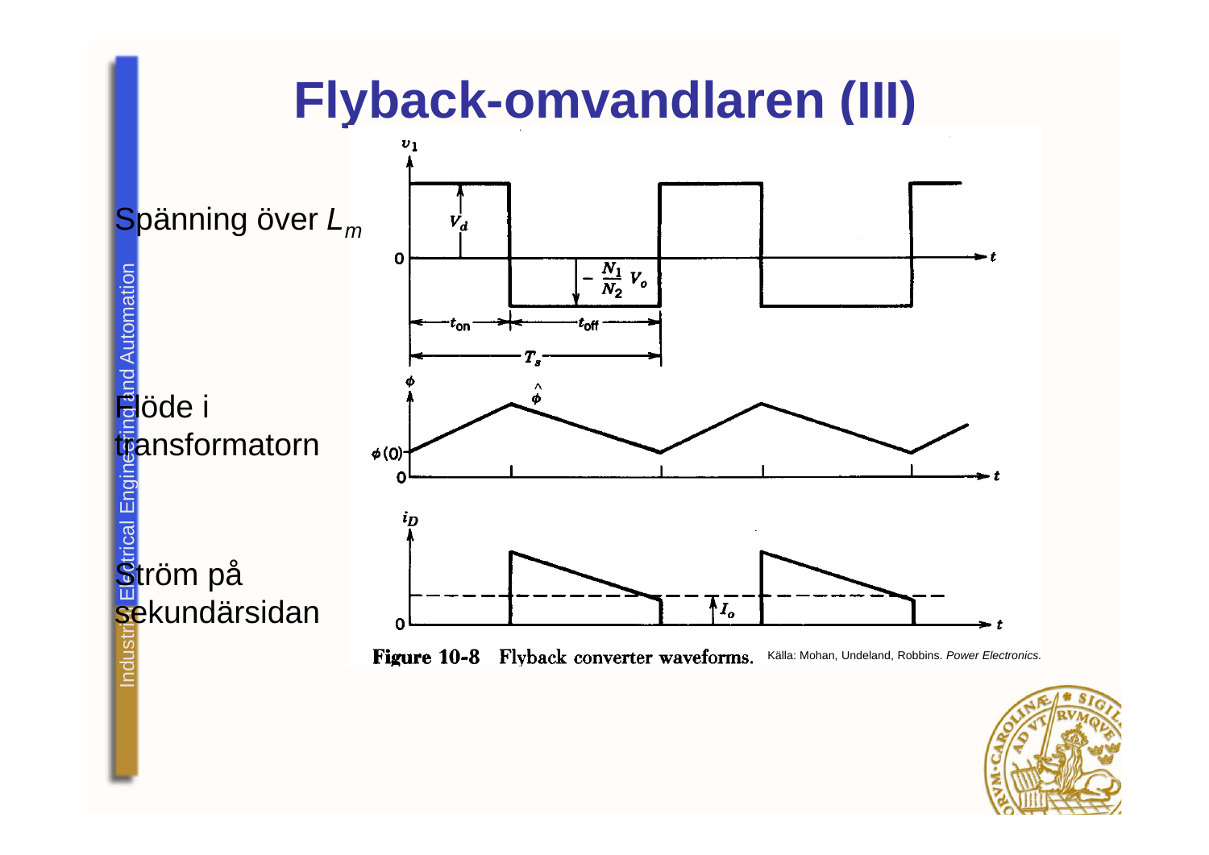# Flyback-omvandlaren (III)

Spänning över $L_m$

Flöde i transformatorn

Ström på sekundärsidan

**Figure 10-8** Flyback converter waveforms. Källa: Mohan, Undeland, Robbins. *Power Electronics.*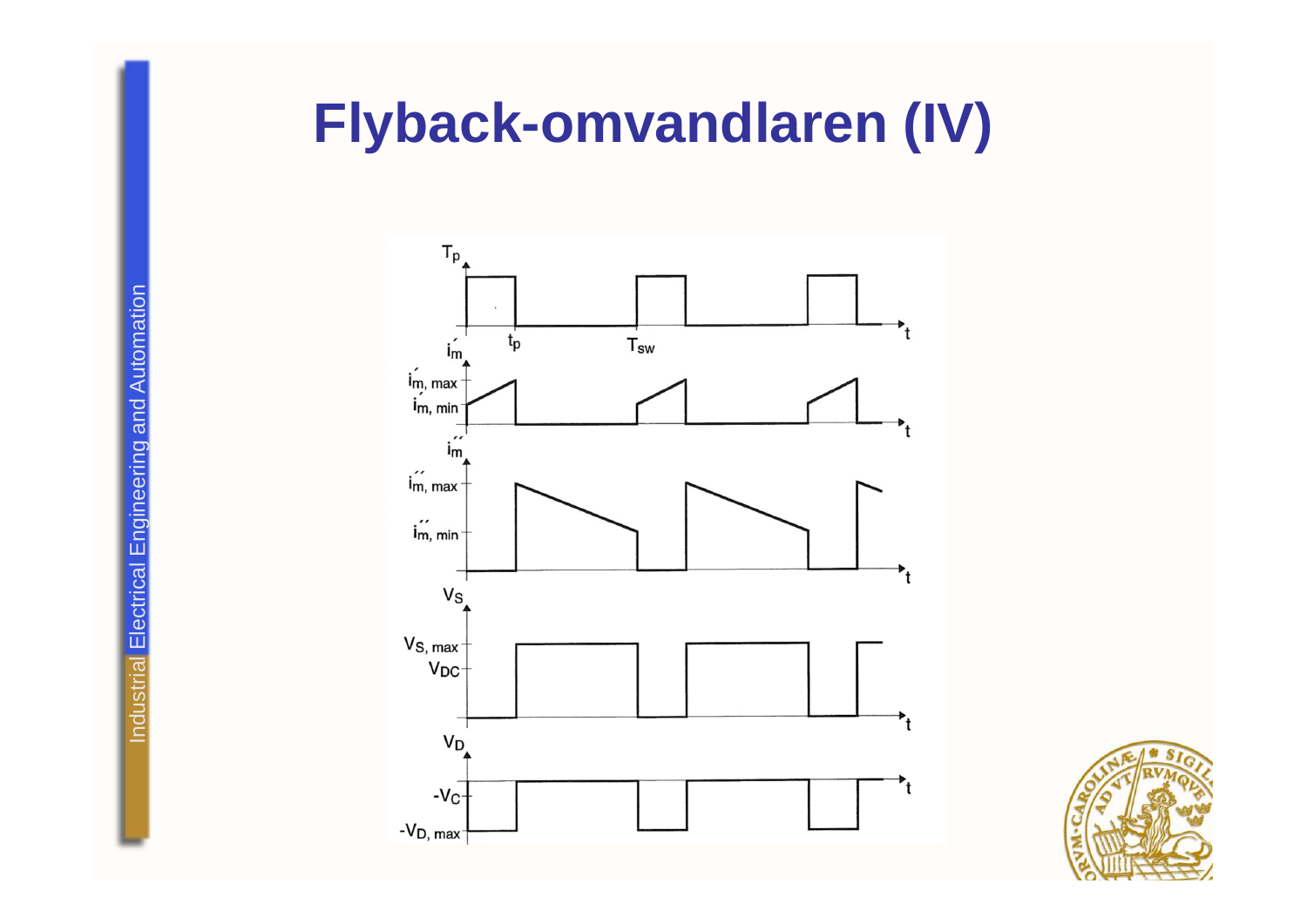# Flyback-omvandlaren (IV)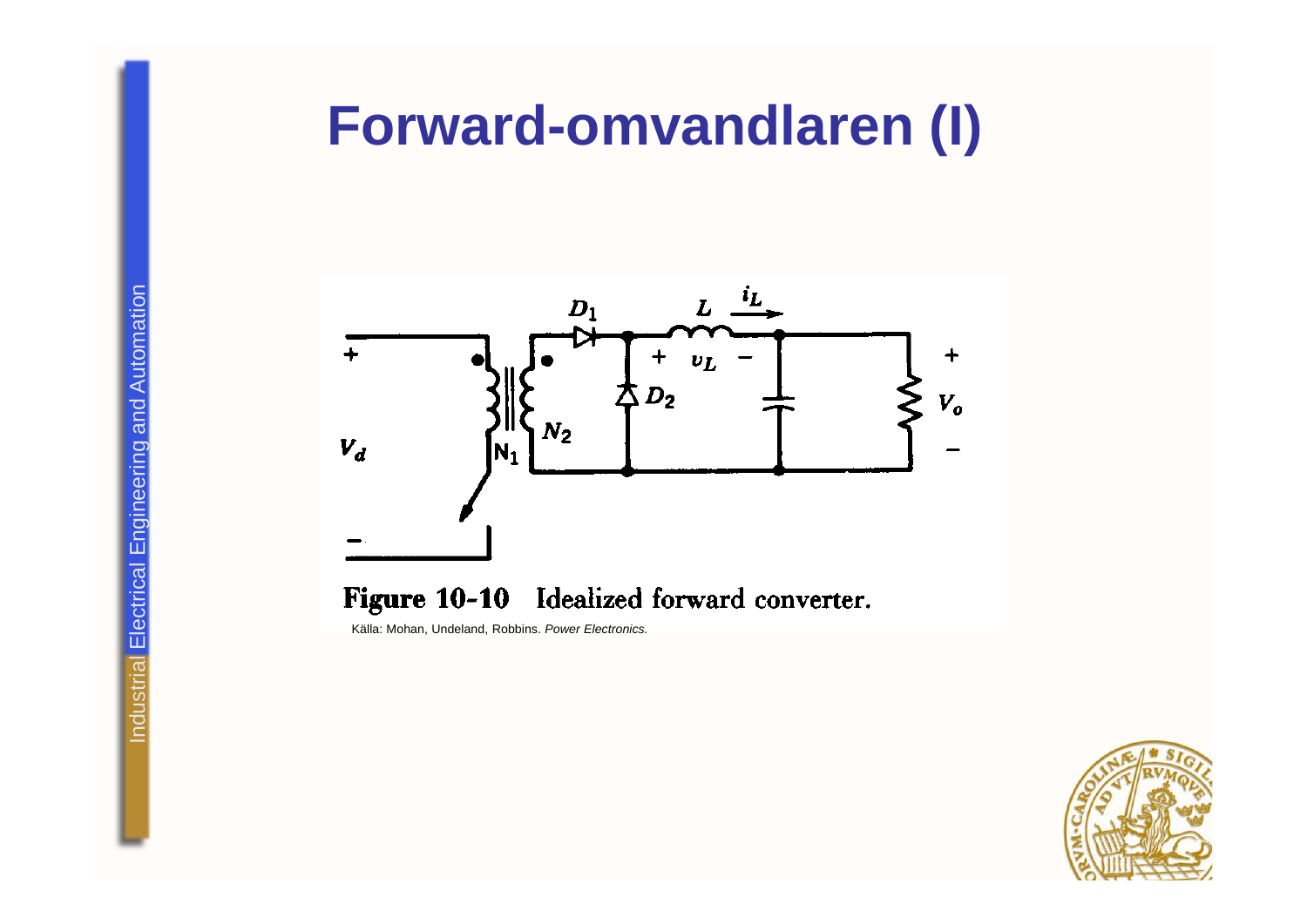# Forward-omvandlaren (I)

**Figure 10-10** Idealized forward converter.

Källa: Mohan, Undeland, Robbins. *Power Electronics.*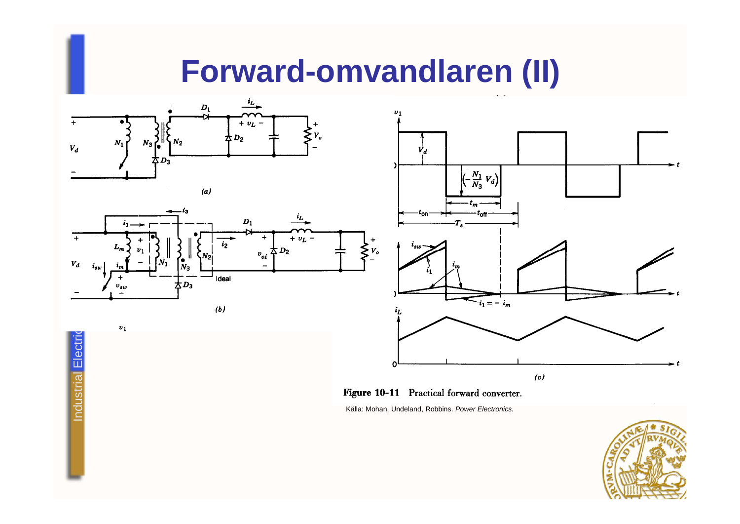# Forward-omvandlaren (II)

(a)

(b)

(c)

**Figure 10-11** Practical forward converter.

Källa: Mohan, Undeland, Robbins. *Power Electronics.*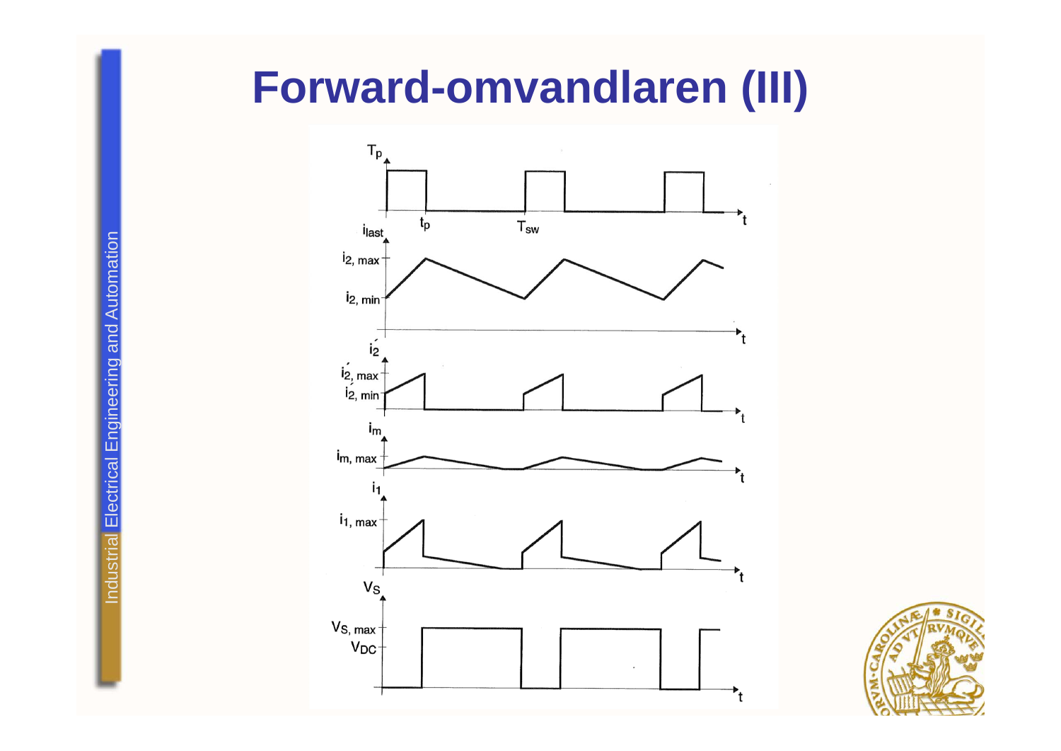# Forward-omvandlaren (III)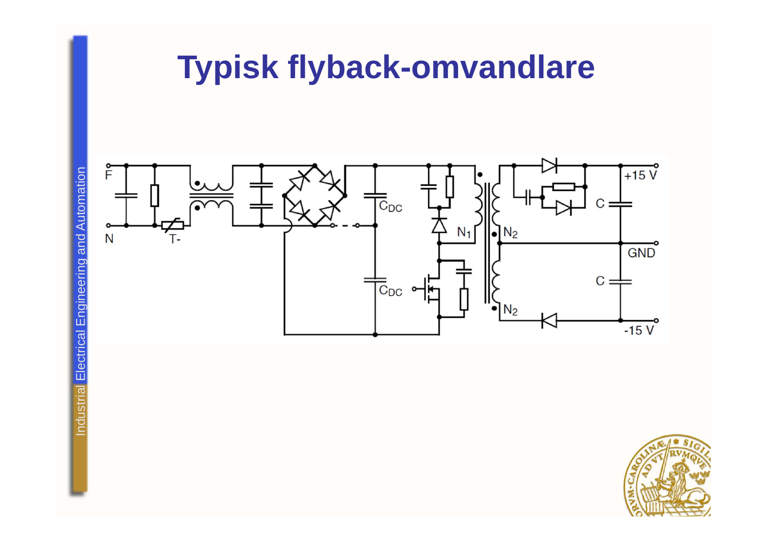# Typisk flyback-omvandlare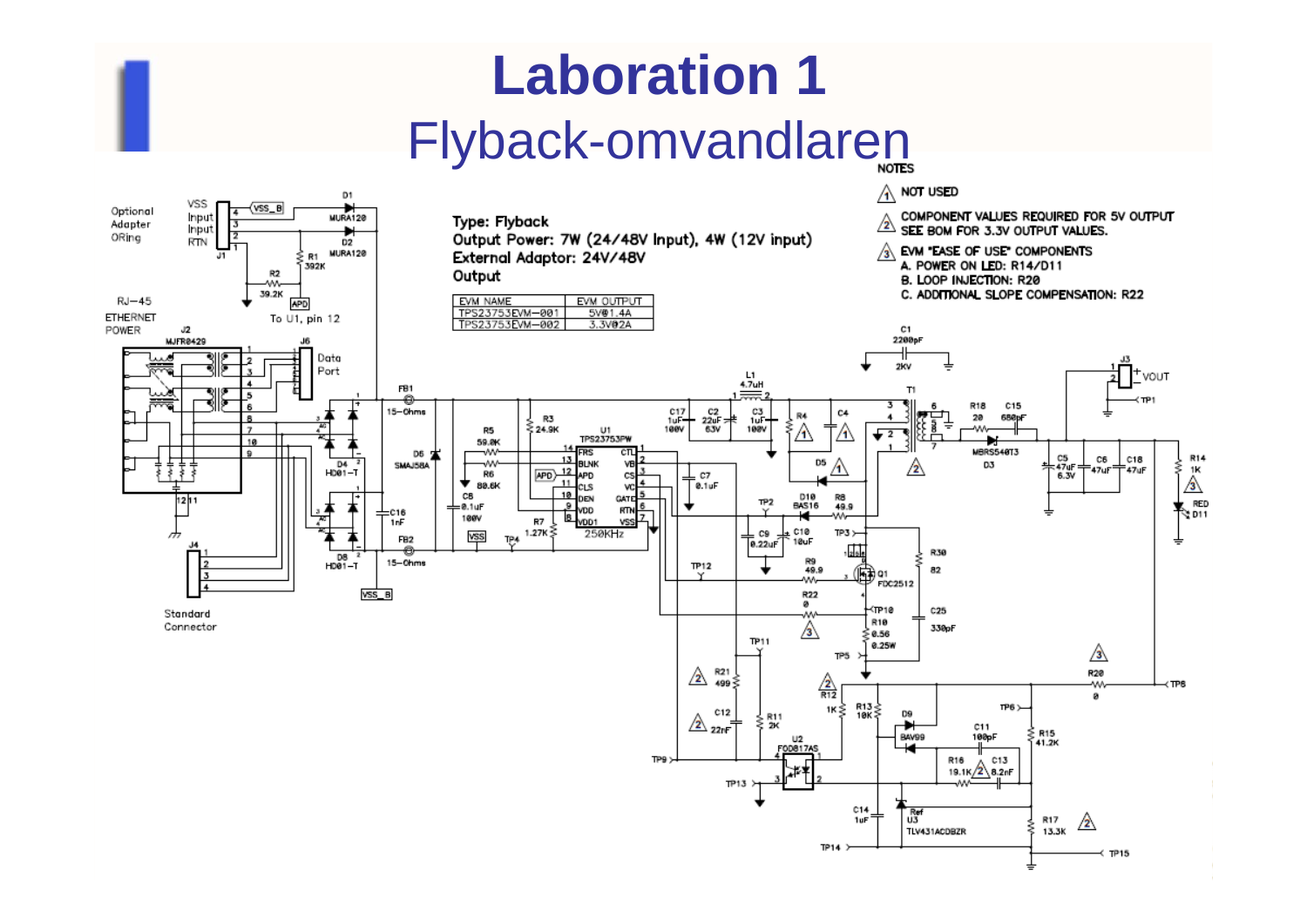# Laboration 1

## Flyback-omvandlaren

**Type: Flyback**
**Output Power: 7W (24/48V Input), 4W (12V input)**
**External Adaptor: 24V/48V**
**Output**

| EVM NAME | EVM OUTPUT |
| --- | --- |
| TPS23753EVM-001 | 5V@1.4A |
| TPS23753EVM-002 | 3.3V@2A |

**NOTES**

1. NOT USED
2. COMPONENT VALUES REQUIRED FOR 5V OUTPUT. SEE BOM FOR 3.3V OUTPUT VALUES.
3. EVM "EASE OF USE" COMPONENTS
   - A. POWER ON LED: R14/D11
   - B. LOOP INJECTION: R20
   - C. ADDITIONAL SLOPE COMPENSATION: R22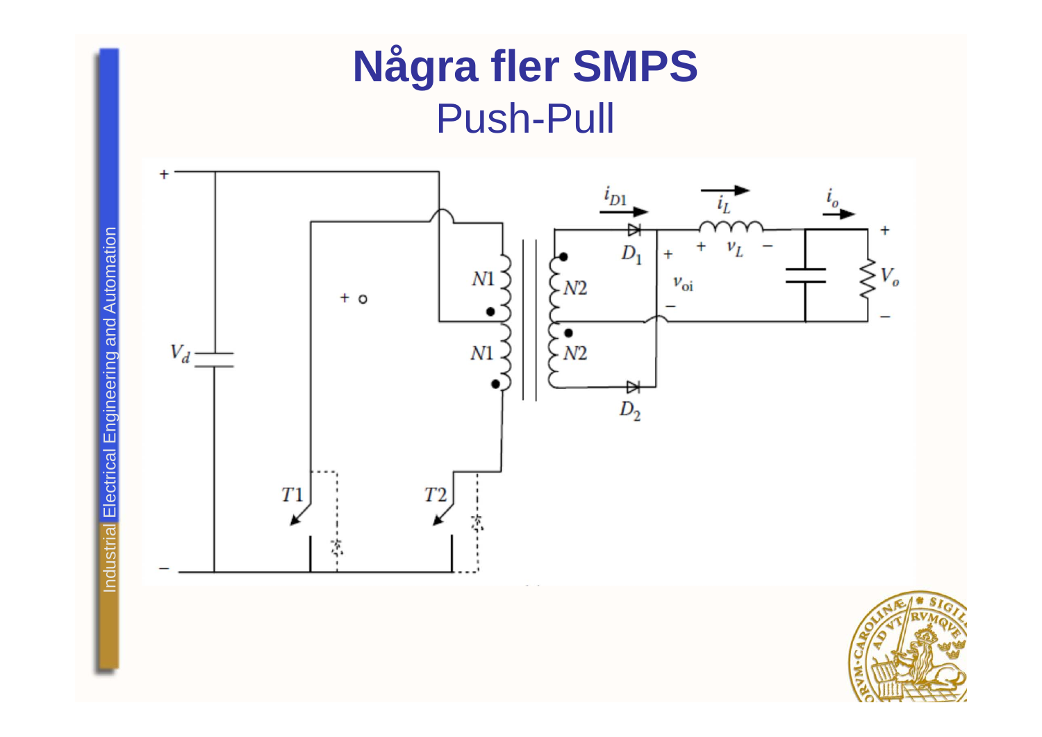# Några fler SMPS

## Push-Pull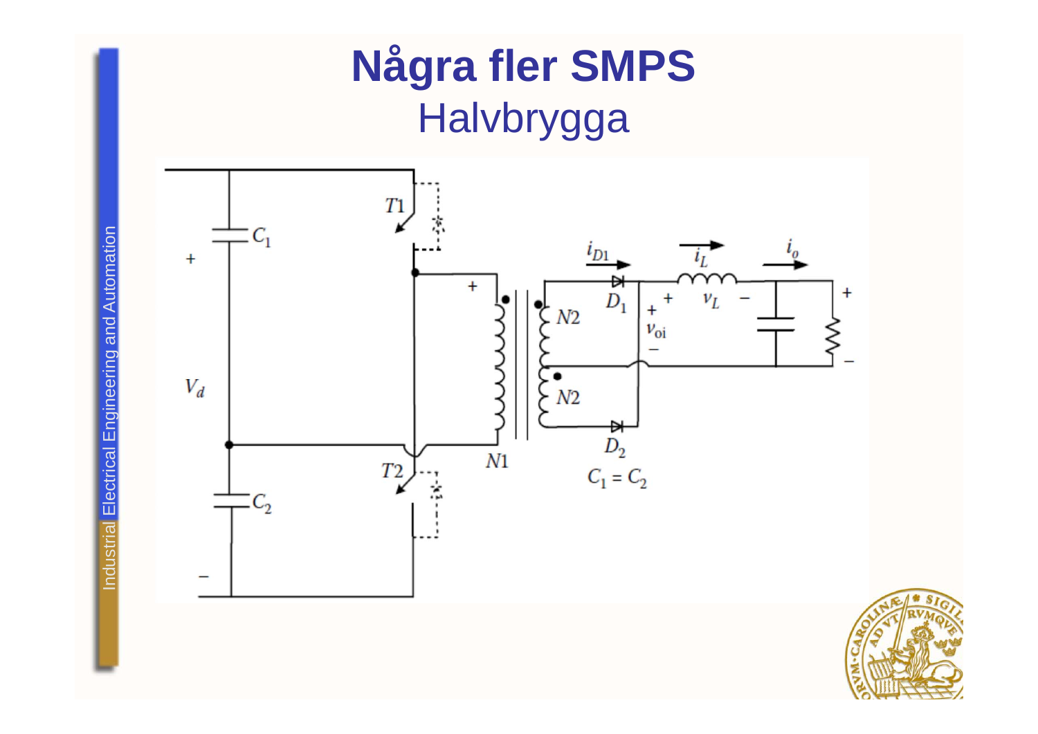# Några fler SMPS

## Halvbrygga

$T1$

$T2$

$C_1$

$C_2$

$V_d$

$N1$

$N2$

$N2$

$D_1$

$D_2$

$i_{D1}$

$i_L$

$i_o$

$v_L$

$v_{oi}$

$C_1 = C_2$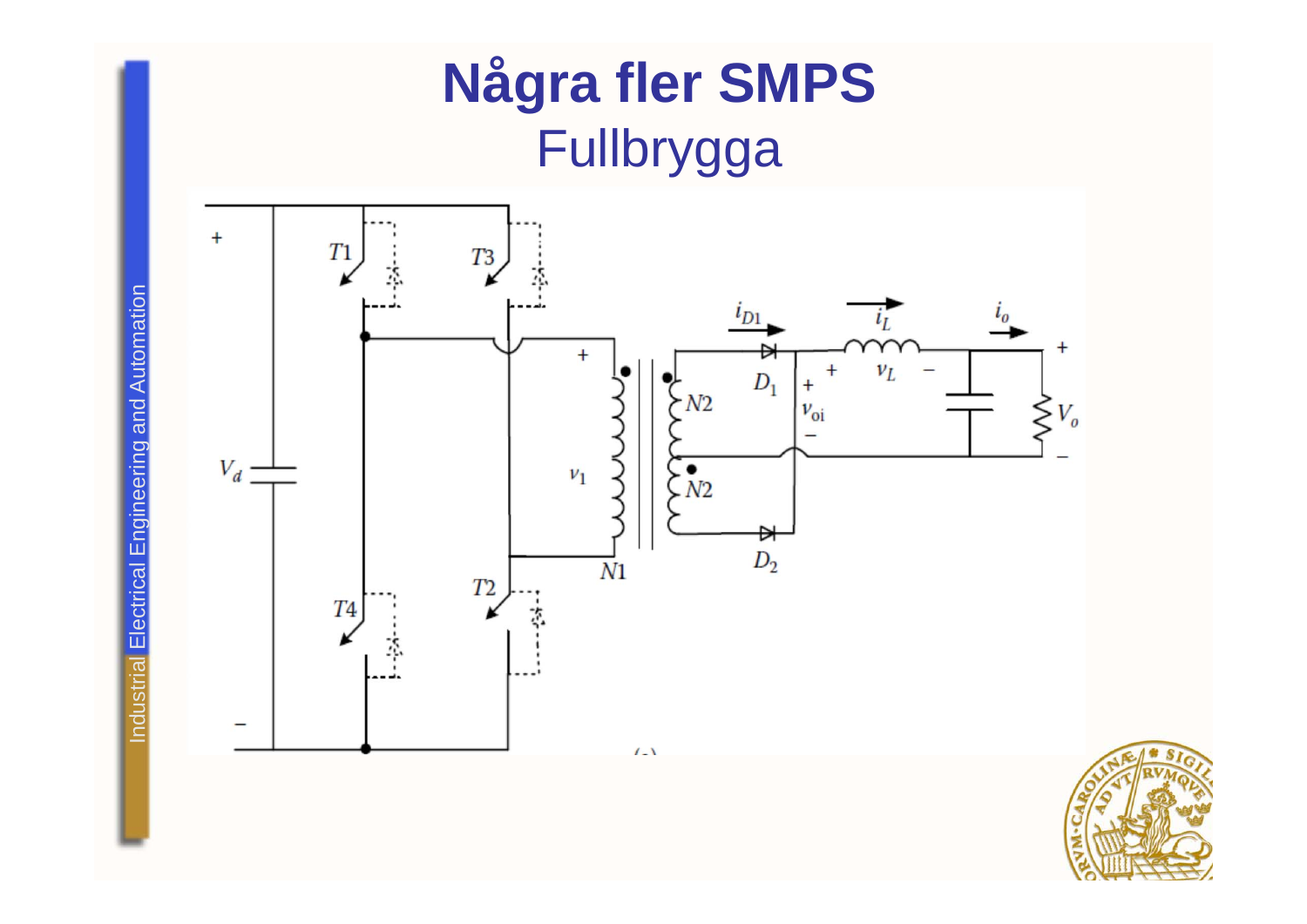# Några fler SMPS

## Fullbrygga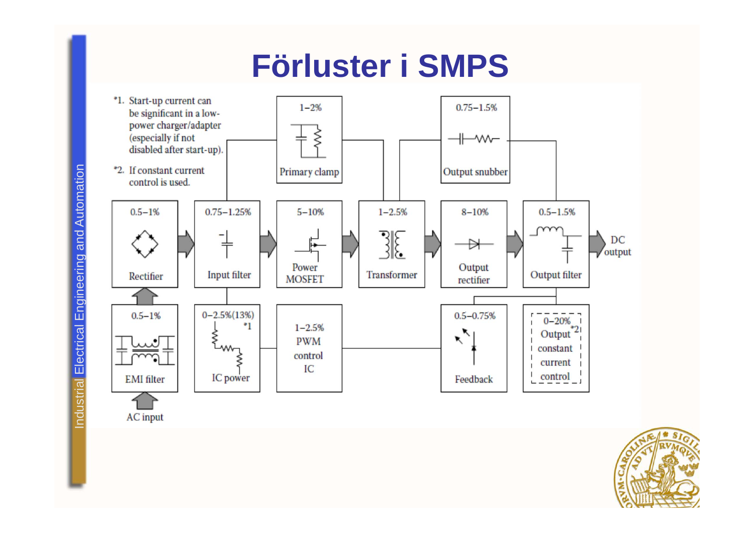# Förluster i SMPS

*1. Start-up current can be significant in a low-power charger/adapter (especially if not disabled after start-up).

*2. If constant current control is used.

1–2%
Primary clamp

0.75–1.5%
Output snubber

0.5–1%
Rectifier

0.75–1.25%
Input filter

5–10%
Power MOSFET

1–2.5%
Transformer

8–10%
Output rectifier

0.5–1.5%
Output filter

DC output

0.5–1%
EMI filter

AC input

0–2.5%(13%) *1
IC power

1–2.5%
PWM control IC

0.5–0.75%
Feedback

0–20%
Output *2 constant current control